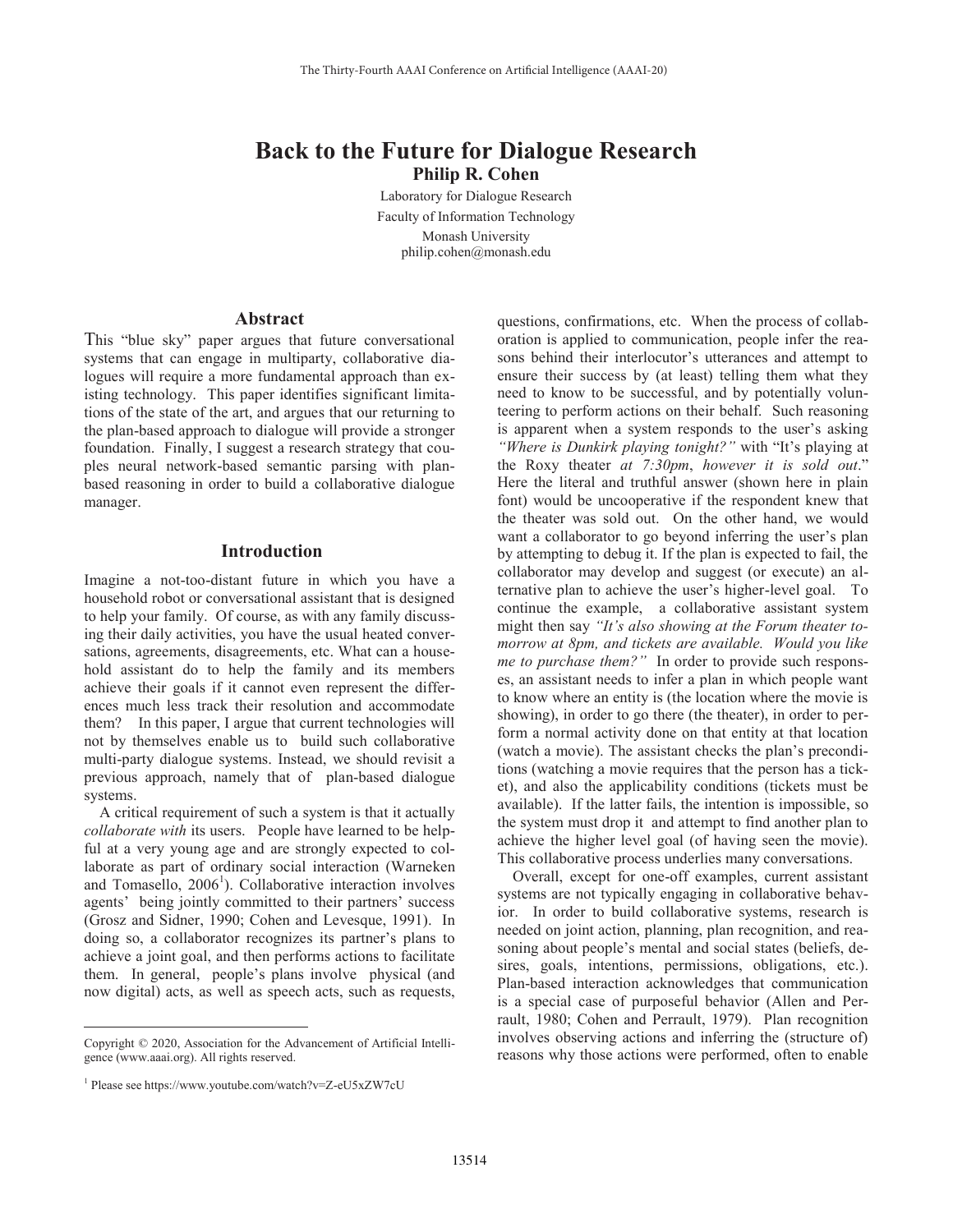# Back to the Future for Dialogue Research

**Philip R. Cohen**

Laboratory for Dialogue Research
Faculty of Information Technology
Monash University
philip.cohen@monash.edu

## Abstract

This "blue sky" paper argues that future conversational systems that can engage in multiparty, collaborative dialogues will require a more fundamental approach than existing technology. This paper identifies significant limitations of the state of the art, and argues that our returning to the plan-based approach to dialogue will provide a stronger foundation. Finally, I suggest a research strategy that couples neural network-based semantic parsing with plan-based reasoning in order to build a collaborative dialogue manager.

## Introduction

Imagine a not-too-distant future in which you have a household robot or conversational assistant that is designed to help your family. Of course, as with any family discussing their daily activities, you have the usual heated conversations, agreements, disagreements, etc. What can a household assistant do to help the family and its members achieve their goals if it cannot even represent the differences much less track their resolution and accommodate them? In this paper, I argue that current technologies will not by themselves enable us to build such collaborative multi-party dialogue systems. Instead, we should revisit a previous approach, namely that of plan-based dialogue systems.

A critical requirement of such a system is that it actually *collaborate with* its users. People have learned to be helpful at a very young age and are strongly expected to collaborate as part of ordinary social interaction (Warneken and Tomasello, 2006[1]). Collaborative interaction involves agents' being jointly committed to their partners' success (Grosz and Sidner, 1990; Cohen and Levesque, 1991). In doing so, a collaborator recognizes its partner's plans to achieve a joint goal, and then performs actions to facilitate them. In general, people's plans involve physical (and now digital) acts, as well as speech acts, such as requests, questions, confirmations, etc. When the process of collaboration is applied to communication, people infer the reasons behind their interlocutor's utterances and attempt to ensure their success by (at least) telling them what they need to know to be successful, and by potentially volunteering to perform actions on their behalf. Such reasoning is apparent when a system responds to the user's asking *"Where is Dunkirk playing tonight?"* with "It's playing at the Roxy theater *at 7:30pm*, *however it is sold out*." Here the literal and truthful answer (shown here in plain font) would be uncooperative if the respondent knew that the theater was sold out. On the other hand, we would want a collaborator to go beyond inferring the user's plan by attempting to debug it. If the plan is expected to fail, the collaborator may develop and suggest (or execute) an alternative plan to achieve the user's higher-level goal. To continue the example, a collaborative assistant system might then say *"It's also showing at the Forum theater tomorrow at 8pm, and tickets are available. Would you like me to purchase them?"* In order to provide such responses, an assistant needs to infer a plan in which people want to know where an entity is (the location where the movie is showing), in order to go there (the theater), in order to perform a normal activity done on that entity at that location (watch a movie). The assistant checks the plan's preconditions (watching a movie requires that the person has a ticket), and also the applicability conditions (tickets must be available). If the latter fails, the intention is impossible, so the system must drop it and attempt to find another plan to achieve the higher level goal (of having seen the movie). This collaborative process underlies many conversations.

Overall, except for one-off examples, current assistant systems are not typically engaging in collaborative behavior. In order to build collaborative systems, research is needed on joint action, planning, plan recognition, and reasoning about people's mental and social states (beliefs, desires, goals, intentions, permissions, obligations, etc.). Plan-based interaction acknowledges that communication is a special case of purposeful behavior (Allen and Perrault, 1980; Cohen and Perrault, 1979). Plan recognition involves observing actions and inferring the (structure of) reasons why those actions were performed, often to enable

---

Copyright © 2020, Association for the Advancement of Artificial Intelligence (www.aaai.org). All rights reserved.

[1] Please see https://www.youtube.com/watch?v=Z-eU5xZW7cU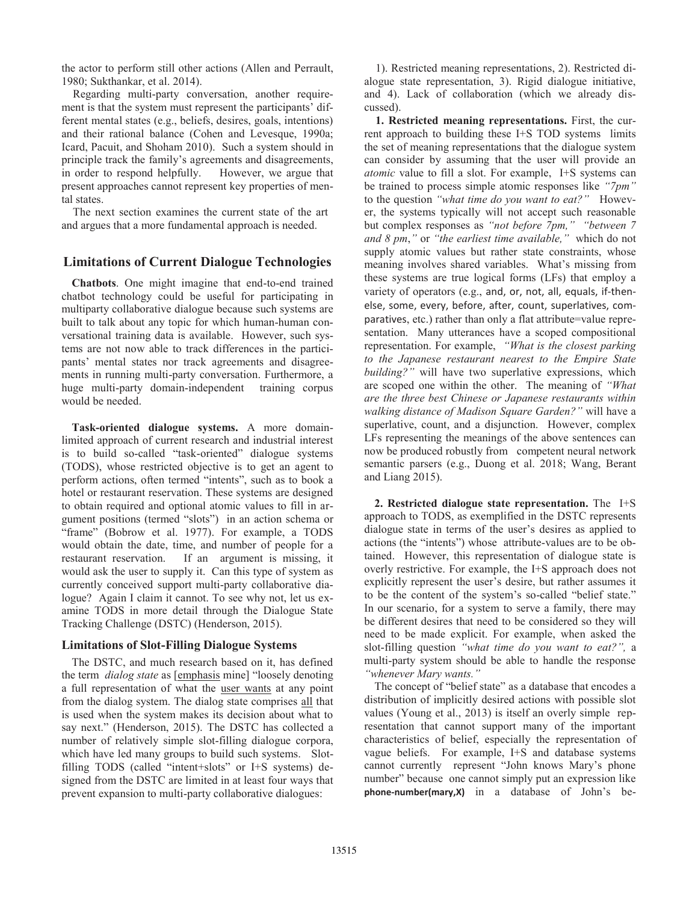the actor to perform still other actions (Allen and Perrault, 1980; Sukthankar, et al. 2014).

Regarding multi-party conversation, another requirement is that the system must represent the participants' different mental states (e.g., beliefs, desires, goals, intentions) and their rational balance (Cohen and Levesque, 1990a; Icard, Pacuit, and Shoham 2010). Such a system should in principle track the family's agreements and disagreements, in order to respond helpfully. However, we argue that present approaches cannot represent key properties of mental states.

The next section examines the current state of the art and argues that a more fundamental approach is needed.

## Limitations of Current Dialogue Technologies

**Chatbots**. One might imagine that end-to-end trained chatbot technology could be useful for participating in multiparty collaborative dialogue because such systems are built to talk about any topic for which human-human conversational training data is available. However, such systems are not now able to track differences in the participants' mental states nor track agreements and disagreements in running multi-party conversation. Furthermore, a huge multi-party domain-independent training corpus would be needed.

**Task-oriented dialogue systems.** A more domain-limited approach of current research and industrial interest is to build so-called "task-oriented" dialogue systems (TODS), whose restricted objective is to get an agent to perform actions, often termed "intents", such as to book a hotel or restaurant reservation. These systems are designed to obtain required and optional atomic values to fill in argument positions (termed "slots") in an action schema or "frame" (Bobrow et al. 1977). For example, a TODS would obtain the date, time, and number of people for a restaurant reservation. If an argument is missing, it would ask the user to supply it. Can this type of system as currently conceived support multi-party collaborative dialogue? Again I claim it cannot. To see why not, let us examine TODS in more detail through the Dialogue State Tracking Challenge (DSTC) (Henderson, 2015).

### Limitations of Slot-Filling Dialogue Systems

The DSTC, and much research based on it, has defined the term *dialog state* as [emphasis mine] "loosely denoting a full representation of what the user wants at any point from the dialog system. The dialog state comprises all that is used when the system makes its decision about what to say next." (Henderson, 2015). The DSTC has collected a number of relatively simple slot-filling dialogue corpora, which have led many groups to build such systems. Slot-filling TODS (called "intent+slots" or I+S systems) designed from the DSTC are limited in at least four ways that prevent expansion to multi-party collaborative dialogues:

1). Restricted meaning representations, 2). Restricted dialogue state representation, 3). Rigid dialogue initiative, and 4). Lack of collaboration (which we already discussed).

**1. Restricted meaning representations.** First, the current approach to building these I+S TOD systems limits the set of meaning representations that the dialogue system can consider by assuming that the user will provide an *atomic* value to fill a slot. For example, I+S systems can be trained to process simple atomic responses like *"7pm"* to the question *"what time do you want to eat?"* However, the systems typically will not accept such reasonable but complex responses as *"not before 7pm," "between 7 and 8 pm,"* or *"the earliest time available,"* which do not supply atomic values but rather state constraints, whose meaning involves shared variables. What's missing from these systems are true logical forms (LFs) that employ a variety of operators (e.g., and, or, not, all, equals, if-then-else, some, every, before, after, count, superlatives, comparatives, etc.) rather than only a flat attribute=value representation. Many utterances have a scoped compositional representation. For example, *"What is the closest parking to the Japanese restaurant nearest to the Empire State building?"* will have two superlative expressions, which are scoped one within the other. The meaning of *"What are the three best Chinese or Japanese restaurants within walking distance of Madison Square Garden?"* will have a superlative, count, and a disjunction. However, complex LFs representing the meanings of the above sentences can now be produced robustly from competent neural network semantic parsers (e.g., Duong et al. 2018; Wang, Berant and Liang 2015).

**2. Restricted dialogue state representation.** The I+S approach to TODS, as exemplified in the DSTC represents dialogue state in terms of the user's desires as applied to actions (the "intents") whose attribute-values are to be obtained. However, this representation of dialogue state is overly restrictive. For example, the I+S approach does not explicitly represent the user's desire, but rather assumes it to be the content of the system's so-called "belief state." In our scenario, for a system to serve a family, there may be different desires that need to be considered so they will need to be made explicit. For example, when asked the slot-filling question *"what time do you want to eat?",* a multi-party system should be able to handle the response *"whenever Mary wants."*

The concept of "belief state" as a database that encodes a distribution of implicitly desired actions with possible slot values (Young et al., 2013) is itself an overly simple representation that cannot support many of the important characteristics of belief, especially the representation of vague beliefs. For example, I+S and database systems cannot currently represent "John knows Mary's phone number" because one cannot simply put an expression like **phone-number(mary,X)** in a database of John's be-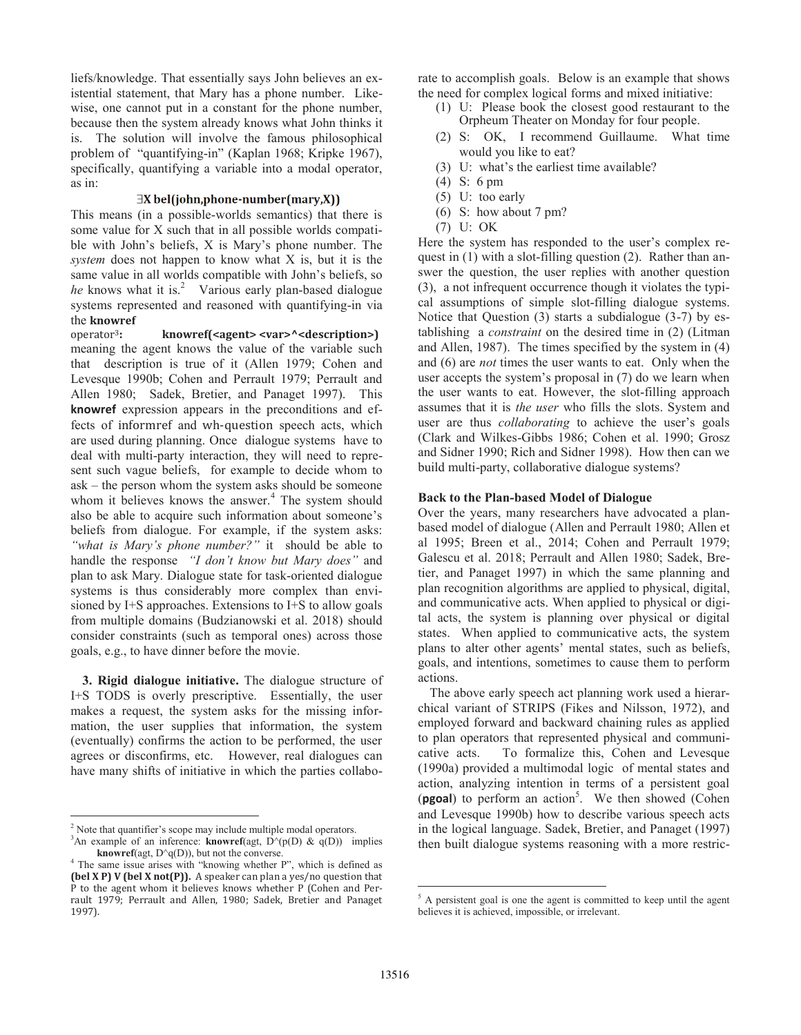liefs/knowledge. That essentially says John believes an existential statement, that Mary has a phone number. Likewise, one cannot put in a constant for the phone number, because then the system already knows what John thinks it is. The solution will involve the famous philosophical problem of "quantifying-in" (Kaplan 1968; Kripke 1967), specifically, quantifying a variable into a modal operator, as in:

$$\exists \textbf{X bel(john,phone-number(mary,X))}$$

This means (in a possible-worlds semantics) that there is some value for X such that in all possible worlds compatible with John's beliefs, X is Mary's phone number. The *system* does not happen to know what X is, but it is the same value in all worlds compatible with John's beliefs, so *he* knows what it is.[2] Various early plan-based dialogue systems represented and reasoned with quantifying-in via the **knowref** operator[3]: **knowref(<agent> <var>^<description>)** meaning the agent knows the value of the variable such that description is true of it (Allen 1979; Cohen and Levesque 1990b; Cohen and Perrault 1979; Perrault and Allen 1980; Sadek, Bretier, and Panaget 1997). This **knowref** expression appears in the preconditions and effects of informref and wh-question speech acts, which are used during planning. Once dialogue systems have to deal with multi-party interaction, they will need to represent such vague beliefs, for example to decide whom to ask – the person whom the system asks should be someone whom it believes knows the answer.[4] The system should also be able to acquire such information about someone's beliefs from dialogue. For example, if the system asks: *"what is Mary's phone number?"* it should be able to handle the response *"I don't know but Mary does"* and plan to ask Mary. Dialogue state for task-oriented dialogue systems is thus considerably more complex than envisioned by I+S approaches. Extensions to I+S to allow goals from multiple domains (Budzianowski et al. 2018) should consider constraints (such as temporal ones) across those goals, e.g., to have dinner before the movie.

**3. Rigid dialogue initiative.** The dialogue structure of I+S TODS is overly prescriptive. Essentially, the user makes a request, the system asks for the missing information, the user supplies that information, the system (eventually) confirms the action to be performed, the user agrees or disconfirms, etc. However, real dialogues can have many shifts of initiative in which the parties collaborate to accomplish goals. Below is an example that shows the need for complex logical forms and mixed initiative:

(1) U: Please book the closest good restaurant to the Orpheum Theater on Monday for four people.
(2) S: OK, I recommend Guillaume. What time would you like to eat?
(3) U: what's the earliest time available?
(4) S: 6 pm
(5) U: too early
(6) S: how about 7 pm?
(7) U: OK

Here the system has responded to the user's complex request in (1) with a slot-filling question (2). Rather than answer the question, the user replies with another question (3), a not infrequent occurrence though it violates the typical assumptions of simple slot-filling dialogue systems. Notice that Question (3) starts a subdialogue (3-7) by establishing a *constraint* on the desired time in (2) (Litman and Allen, 1987). The times specified by the system in (4) and (6) are *not* times the user wants to eat. Only when the user accepts the system's proposal in (7) do we learn when the user wants to eat. However, the slot-filling approach assumes that it is *the user* who fills the slots. System and user are thus *collaborating* to achieve the user's goals (Clark and Wilkes-Gibbs 1986; Cohen et al. 1990; Grosz and Sidner 1990; Rich and Sidner 1998). How then can we build multi-party, collaborative dialogue systems?

## Back to the Plan-based Model of Dialogue

Over the years, many researchers have advocated a plan-based model of dialogue (Allen and Perrault 1980; Allen et al 1995; Breen et al., 2014; Cohen and Perrault 1979; Galescu et al. 2018; Perrault and Allen 1980; Sadek, Bretier, and Panaget 1997) in which the same planning and plan recognition algorithms are applied to physical, digital, and communicative acts. When applied to physical or digital acts, the system is planning over physical or digital states. When applied to communicative acts, the system plans to alter other agents' mental states, such as beliefs, goals, and intentions, sometimes to cause them to perform actions.

The above early speech act planning work used a hierarchical variant of STRIPS (Fikes and Nilsson, 1972), and employed forward and backward chaining rules as applied to plan operators that represented physical and communicative acts. To formalize this, Cohen and Levesque (1990a) provided a multimodal logic of mental states and action, analyzing intention in terms of a persistent goal (**pgoal**) to perform an action[5]. We then showed (Cohen and Levesque 1990b) how to describe various speech acts in the logical language. Sadek, Bretier, and Panaget (1997) then built dialogue systems reasoning with a more restric-

---

[2] Note that quantifier's scope may include multiple modal operators.

[3] An example of an inference: **knowref**(agt, D^(p(D) & q(D)) implies **knowref**(agt, D^q(D)), but not the converse.

[4] The same issue arises with "knowing whether P", which is defined as **(bel X P) ∨ (bel X not(P)).** A speaker can plan a yes/no question that P to the agent whom it believes knows whether P (Cohen and Perrault 1979; Perrault and Allen, 1980; Sadek, Bretier and Panaget 1997).

[5] A persistent goal is one the agent is committed to keep until the agent believes it is achieved, impossible, or irrelevant.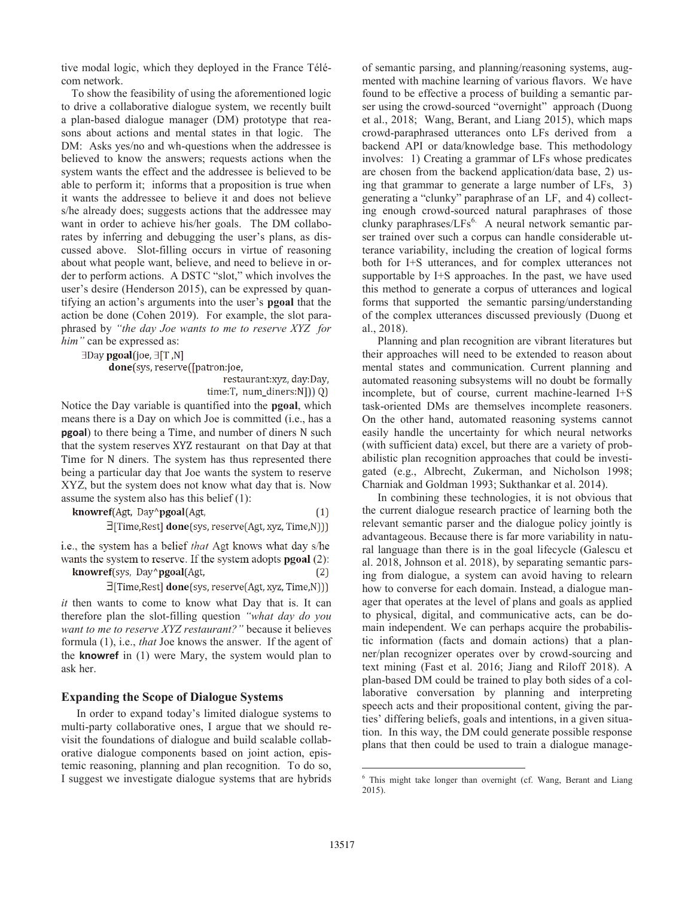tive modal logic, which they deployed in the France Télécom network.

To show the feasibility of using the aforementioned logic to drive a collaborative dialogue system, we recently built a plan-based dialogue manager (DM) prototype that reasons about actions and mental states in that logic. The DM: Asks yes/no and wh-questions when the addressee is believed to know the answers; requests actions when the system wants the effect and the addressee is believed to be able to perform it; informs that a proposition is true when it wants the addressee to believe it and does not believe s/he already does; suggests actions that the addressee may want in order to achieve his/her goals. The DM collaborates by inferring and debugging the user's plans, as discussed above. Slot-filling occurs in virtue of reasoning about what people want, believe, and need to believe in order to perform actions. A DSTC "slot," which involves the user's desire (Henderson 2015), can be expressed by quantifying an action's arguments into the user's **pgoal** that the action be done (Cohen 2019). For example, the slot paraphrased by *"the day Joe wants to me to reserve XYZ for him"* can be expressed as:

∃Day **pgoal**(joe, ∃[T ,N]
  **done**(sys, reserve([patron:joe,
    restaurant:xyz, day:Day,
    time:T, num_diners:N])) Q)

Notice the Day variable is quantified into the **pgoal**, which means there is a Day on which Joe is committed (i.e., has a **pgoal**) to there being a Time, and number of diners N such that the system reserves XYZ restaurant on that Day at that Time for N diners. The system has thus represented there being a particular day that Joe wants the system to reserve XYZ, but the system does not know what day that is. Now assume the system also has this belief (1):

**knowref**(Agt, Day^**pgoal**(Agt, (1)
  ∃[Time,Rest] **done**(sys, reserve(Agt, xyz, Time,N)))

i.e., the system has a belief *that* Agt knows what day s/he wants the system to reserve. If the system adopts **pgoal** (2):

**knowref**(sys, Day^**pgoal**(Agt, (2)
  ∃[Time,Rest] **done**(sys, reserve(Agt, xyz, Time,N)))

*it* then wants to come to know what Day that is. It can therefore plan the slot-filling question *"what day do you want to me to reserve XYZ restaurant?"* because it believes formula (1), i.e., *that* Joe knows the answer. If the agent of the **knowref** in (1) were Mary, the system would plan to ask her.

## Expanding the Scope of Dialogue Systems

In order to expand today's limited dialogue systems to multi-party collaborative ones, I argue that we should revisit the foundations of dialogue and build scalable collaborative dialogue components based on joint action, epistemic reasoning, planning and plan recognition. To do so, I suggest we investigate dialogue systems that are hybrids of semantic parsing, and planning/reasoning systems, augmented with machine learning of various flavors. We have found to be effective a process of building a semantic parser using the crowd-sourced "overnight" approach (Duong et al., 2018; Wang, Berant, and Liang 2015), which maps crowd-paraphrased utterances onto LFs derived from a backend API or data/knowledge base. This methodology involves: 1) Creating a grammar of LFs whose predicates are chosen from the backend application/data base, 2) using that grammar to generate a large number of LFs, 3) generating a "clunky" paraphrase of an LF, and 4) collecting enough crowd-sourced natural paraphrases of those clunky paraphrases/LFs[6]. A neural network semantic parser trained over such a corpus can handle considerable utterance variability, including the creation of logical forms both for I+S utterances, and for complex utterances not supportable by I+S approaches. In the past, we have used this method to generate a corpus of utterances and logical forms that supported the semantic parsing/understanding of the complex utterances discussed previously (Duong et al., 2018).

Planning and plan recognition are vibrant literatures but their approaches will need to be extended to reason about mental states and communication. Current planning and automated reasoning subsystems will no doubt be formally incomplete, but of course, current machine-learned I+S task-oriented DMs are themselves incomplete reasoners. On the other hand, automated reasoning systems cannot easily handle the uncertainty for which neural networks (with sufficient data) excel, but there are a variety of probabilistic plan recognition approaches that could be investigated (e.g., Albrecht, Zukerman, and Nicholson 1998; Charniak and Goldman 1993; Sukthankar et al. 2014).

In combining these technologies, it is not obvious that the current dialogue research practice of learning both the relevant semantic parser and the dialogue policy jointly is advantageous. Because there is far more variability in natural language than there is in the goal lifecycle (Galescu et al. 2018, Johnson et al. 2018), by separating semantic parsing from dialogue, a system can avoid having to relearn how to converse for each domain. Instead, a dialogue manager that operates at the level of plans and goals as applied to physical, digital, and communicative acts, can be domain independent. We can perhaps acquire the probabilistic information (facts and domain actions) that a planner/plan recognizer operates over by crowd-sourcing and text mining (Fast et al. 2016; Jiang and Riloff 2018). A plan-based DM could be trained to play both sides of a collaborative conversation by planning and interpreting speech acts and their propositional content, giving the parties' differing beliefs, goals and intentions, in a given situation. In this way, the DM could generate possible response plans that then could be used to train a dialogue manage-

---

[6] This might take longer than overnight (cf. Wang, Berant and Liang 2015).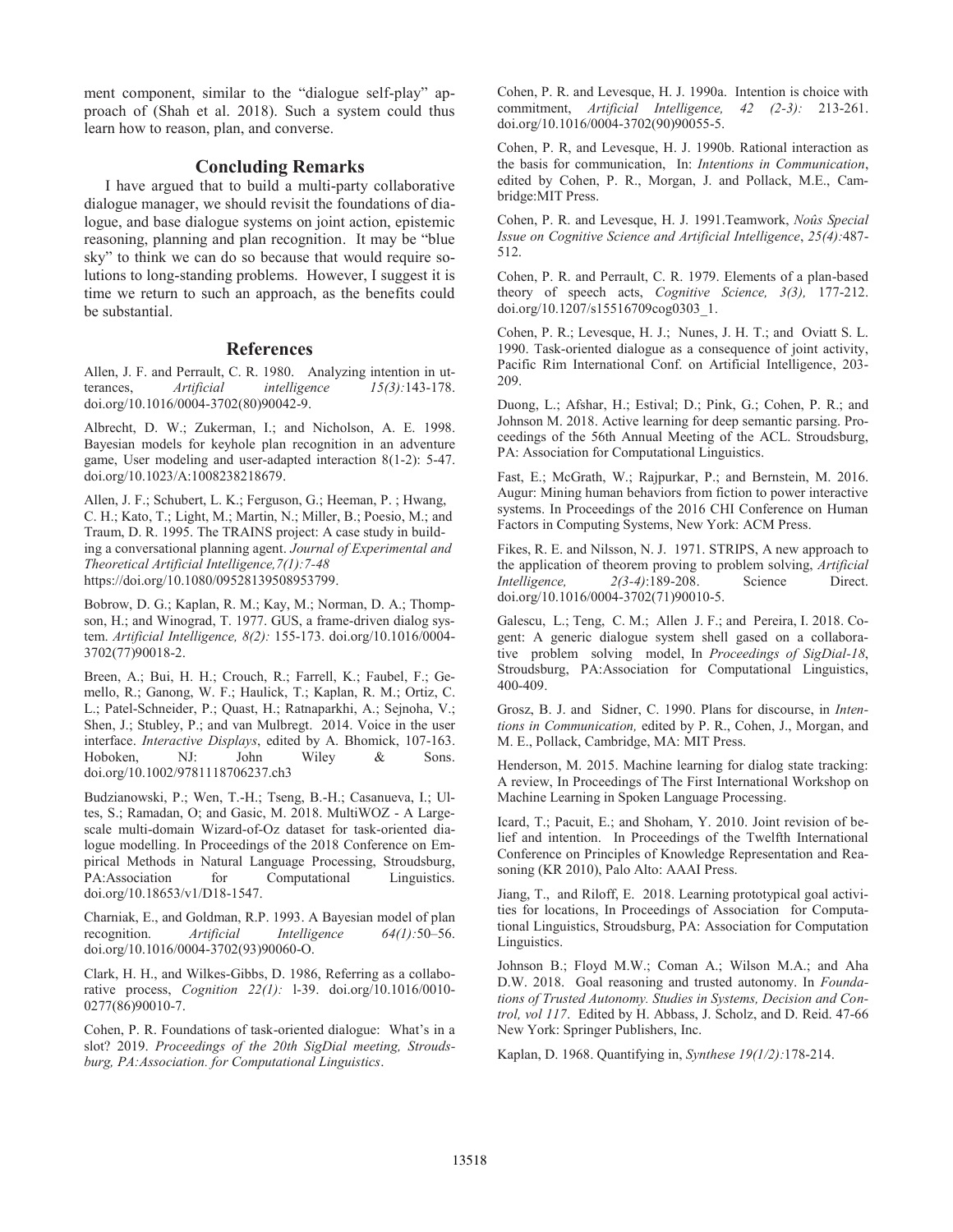ment component, similar to the "dialogue self-play" approach of (Shah et al. 2018). Such a system could thus learn how to reason, plan, and converse.

## Concluding Remarks

I have argued that to build a multi-party collaborative dialogue manager, we should revisit the foundations of dialogue, and base dialogue systems on joint action, epistemic reasoning, planning and plan recognition. It may be "blue sky" to think we can do so because that would require solutions to long-standing problems. However, I suggest it is time we return to such an approach, as the benefits could be substantial.

## References

Allen, J. F. and Perrault, C. R. 1980. Analyzing intention in utterances, *Artificial intelligence 15(3):*143-178. doi.org/10.1016/0004-3702(80)90042-9.

Albrecht, D. W.; Zukerman, I.; and Nicholson, A. E. 1998. Bayesian models for keyhole plan recognition in an adventure game, User modeling and user-adapted interaction 8(1-2): 5-47. doi.org/10.1023/A:1008238218679.

Allen, J. F.; Schubert, L. K.; Ferguson, G.; Heeman, P. ; Hwang, C. H.; Kato, T.; Light, M.; Martin, N.; Miller, B.; Poesio, M.; and Traum, D. R. 1995. The TRAINS project: A case study in building a conversational planning agent. *Journal of Experimental and Theoretical Artificial Intelligence,7(1):7-48* https://doi.org/10.1080/09528139508953799.

Bobrow, D. G.; Kaplan, R. M.; Kay, M.; Norman, D. A.; Thompson, H.; and Winograd, T. 1977. GUS, a frame-driven dialog system. *Artificial Intelligence, 8(2):* 155-173. doi.org/10.1016/0004-3702(77)90018-2.

Breen, A.; Bui, H. H.; Crouch, R.; Farrell, K.; Faubel, F.; Gemello, R.; Ganong, W. F.; Haulick, T.; Kaplan, R. M.; Ortiz, C. L.; Patel-Schneider, P.; Quast, H.; Ratnaparkhi, A.; Sejnoha, V.; Shen, J.; Stubley, P.; and van Mulbregt. 2014. Voice in the user interface. *Interactive Displays*, edited by A. Bhomick, 107-163. Hoboken, NJ: John Wiley & Sons. doi.org/10.1002/9781118706237.ch3

Budzianowski, P.; Wen, T.-H.; Tseng, B.-H.; Casanueva, I.; Ultes, S.; Ramadan, O; and Gasic, M. 2018. MultiWOZ - A Large-scale multi-domain Wizard-of-Oz dataset for task-oriented dialogue modelling. In Proceedings of the 2018 Conference on Empirical Methods in Natural Language Processing, Stroudsburg, PA:Association for Computational Linguistics. doi.org/10.18653/v1/D18-1547.

Charniak, E., and Goldman, R.P. 1993. A Bayesian model of plan recognition. *Artificial Intelligence 64(1):*50–56. doi.org/10.1016/0004-3702(93)90060-O.

Clark, H. H., and Wilkes-Gibbs, D. 1986, Referring as a collaborative process, *Cognition 22(1):* l-39. doi.org/10.1016/0010-0277(86)90010-7.

Cohen, P. R. Foundations of task-oriented dialogue: What's in a slot? 2019. *Proceedings of the 20th SigDial meeting, Stroudsburg, PA:Association. for Computational Linguistics*.

Cohen, P. R. and Levesque, H. J. 1990a. Intention is choice with commitment, *Artificial Intelligence, 42 (2-3):* 213-261. doi.org/10.1016/0004-3702(90)90055-5.

Cohen, P. R, and Levesque, H. J. 1990b. Rational interaction as the basis for communication, In: *Intentions in Communication*, edited by Cohen, P. R., Morgan, J. and Pollack, M.E., Cambridge:MIT Press.

Cohen, P. R. and Levesque, H. J. 1991.Teamwork, *Noûs Special Issue on Cognitive Science and Artificial Intelligence*, *25(4):*487-512.

Cohen, P. R. and Perrault, C. R. 1979. Elements of a plan-based theory of speech acts, *Cognitive Science, 3(3),* 177-212. doi.org/10.1207/s15516709cog0303_1.

Cohen, P. R.; Levesque, H. J.; Nunes, J. H. T.; and Oviatt S. L. 1990. Task-oriented dialogue as a consequence of joint activity, Pacific Rim International Conf. on Artificial Intelligence, 203-209.

Duong, L.; Afshar, H.; Estival; D.; Pink, G.; Cohen, P. R.; and Johnson M. 2018. Active learning for deep semantic parsing. Proceedings of the 56th Annual Meeting of the ACL. Stroudsburg, PA: Association for Computational Linguistics.

Fast, E.; McGrath, W.; Rajpurkar, P.; and Bernstein, M. 2016. Augur: Mining human behaviors from fiction to power interactive systems. In Proceedings of the 2016 CHI Conference on Human Factors in Computing Systems, New York: ACM Press.

Fikes, R. E. and Nilsson, N. J. 1971. STRIPS, A new approach to the application of theorem proving to problem solving, *Artificial Intelligence, 2(3-4)*:189-208. Science Direct. doi.org/10.1016/0004-3702(71)90010-5.

Galescu, L.; Teng, C. M.; Allen J. F.; and Pereira, I. 2018. Cogent: A generic dialogue system shell gased on a collaborative problem solving model, In *Proceedings of SigDial-18*, Stroudsburg, PA:Association for Computational Linguistics, 400-409.

Grosz, B. J. and Sidner, C. 1990. Plans for discourse, in *Intentions in Communication,* edited by P. R., Cohen, J., Morgan, and M. E., Pollack, Cambridge, MA: MIT Press.

Henderson, M. 2015. Machine learning for dialog state tracking: A review, In Proceedings of The First International Workshop on Machine Learning in Spoken Language Processing.

Icard, T.; Pacuit, E.; and Shoham, Y. 2010. Joint revision of belief and intention. In Proceedings of the Twelfth International Conference on Principles of Knowledge Representation and Reasoning (KR 2010), Palo Alto: AAAI Press.

Jiang, T., and Riloff, E. 2018. Learning prototypical goal activities for locations, In Proceedings of Association for Computational Linguistics, Stroudsburg, PA: Association for Computation Linguistics.

Johnson B.; Floyd M.W.; Coman A.; Wilson M.A.; and Aha D.W. 2018. Goal reasoning and trusted autonomy. In *Foundations of Trusted Autonomy. Studies in Systems, Decision and Control, vol 117*. Edited by H. Abbass, J. Scholz, and D. Reid. 47-66 New York: Springer Publishers, Inc.

Kaplan, D. 1968. Quantifying in, *Synthese 19(1/2):*178-214.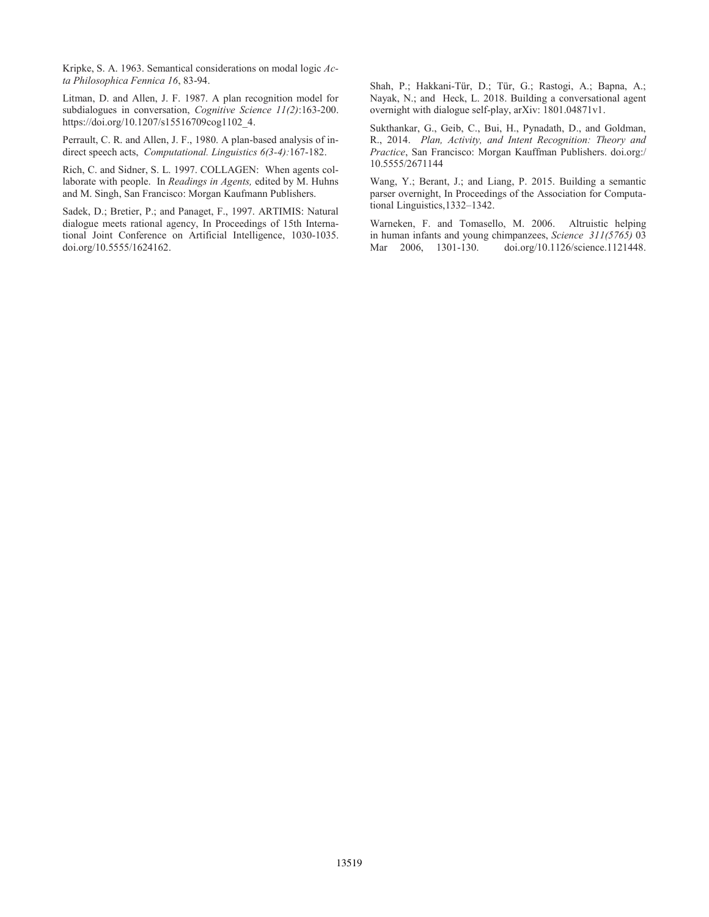Kripke, S. A. 1963. Semantical considerations on modal logic *Acta Philosophica Fennica 16*, 83-94.

Litman, D. and Allen, J. F. 1987. A plan recognition model for subdialogues in conversation, *Cognitive Science 11(2)*:163-200. https://doi.org/10.1207/s15516709cog1102_4.

Perrault, C. R. and Allen, J. F., 1980. A plan-based analysis of indirect speech acts, *Computational. Linguistics 6(3-4):*167-182.

Rich, C. and Sidner, S. L. 1997. COLLAGEN: When agents collaborate with people. In *Readings in Agents,* edited by M. Huhns and M. Singh, San Francisco: Morgan Kaufmann Publishers.

Sadek, D.; Bretier, P.; and Panaget, F., 1997. ARTIMIS: Natural dialogue meets rational agency, In Proceedings of 15th International Joint Conference on Artificial Intelligence, 1030-1035. doi.org/10.5555/1624162.

Shah, P.; Hakkani-Tür, D.; Tür, G.; Rastogi, A.; Bapna, A.; Nayak, N.; and Heck, L. 2018. Building a conversational agent overnight with dialogue self-play, arXiv: 1801.04871v1.

Sukthankar, G., Geib, C., Bui, H., Pynadath, D., and Goldman, R., 2014. *Plan, Activity, and Intent Recognition: Theory and Practice*, San Francisco: Morgan Kauffman Publishers. doi.org:/ 10.5555/2671144

Wang, Y.; Berant, J.; and Liang, P. 2015. Building a semantic parser overnight, In Proceedings of the Association for Computational Linguistics,1332–1342.

Warneken, F. and Tomasello, M. 2006. Altruistic helping in human infants and young chimpanzees, *Science 311(5765)* 03 Mar 2006, 1301-130. doi.org/10.1126/science.1121448.